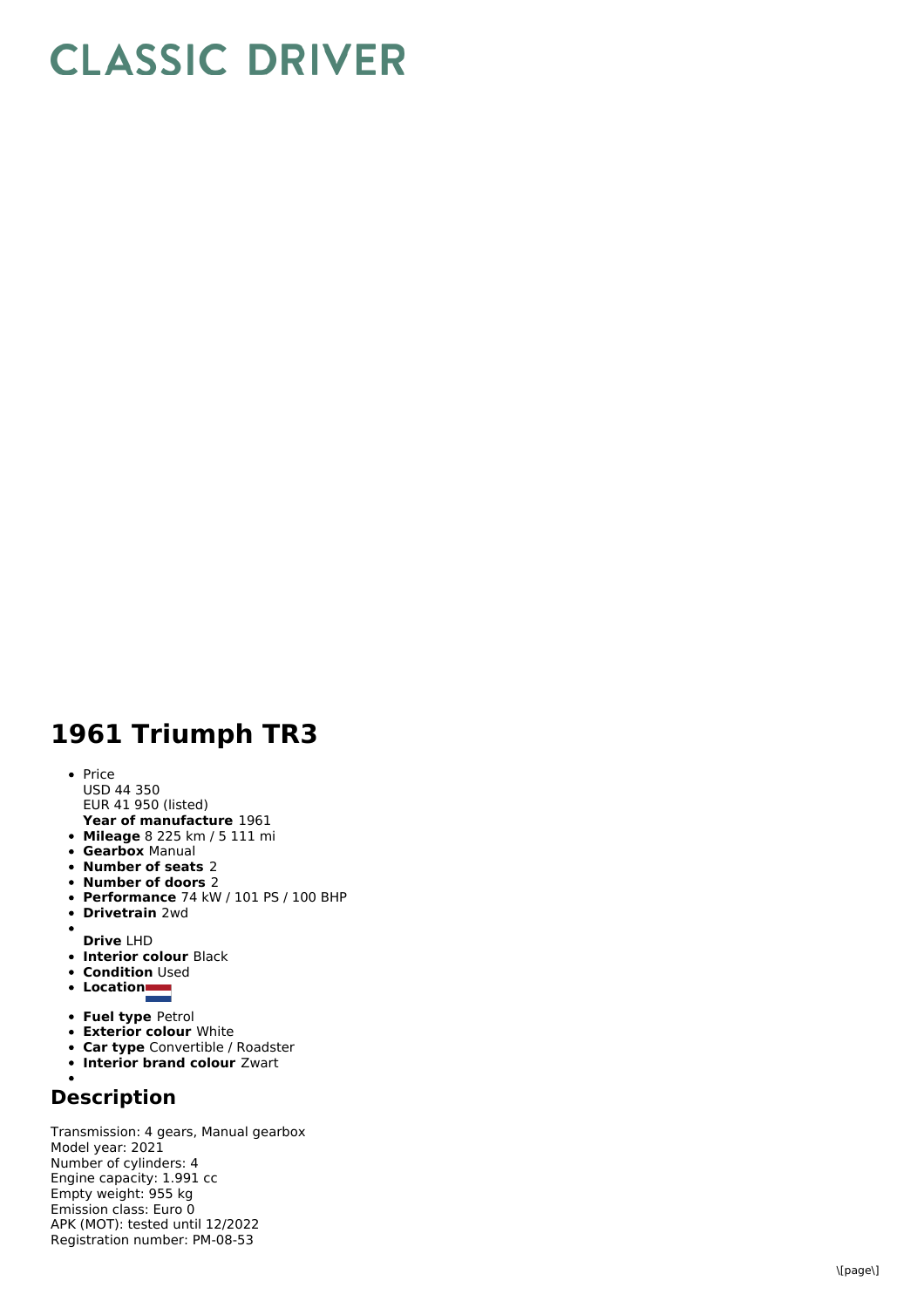# CLASSIC DRIVER

## 1961 Triumph TR3

- Price
  USD 44 350
  EUR 41 950 (listed)
  **Year of manufacture** 1961
- **Mileage** 8 225 km / 5 111 mi
- **Gearbox** Manual
- **Number of seats** 2
- **Number of doors** 2
- **Performance** 74 kW / 101 PS / 100 BHP
- **Drivetrain** 2wd
- **Drive** LHD
- **Interior colour** Black
- **Condition** Used
- **Location**
- **Fuel type** Petrol
- **Exterior colour** White
- **Car type** Convertible / Roadster
- **Interior brand colour** Zwart

## Description

Transmission: 4 gears, Manual gearbox
Model year: 2021
Number of cylinders: 4
Engine capacity: 1.991 cc
Empty weight: 955 kg
Emission class: Euro 0
APK (MOT): tested until 12/2022
Registration number: PM-08-53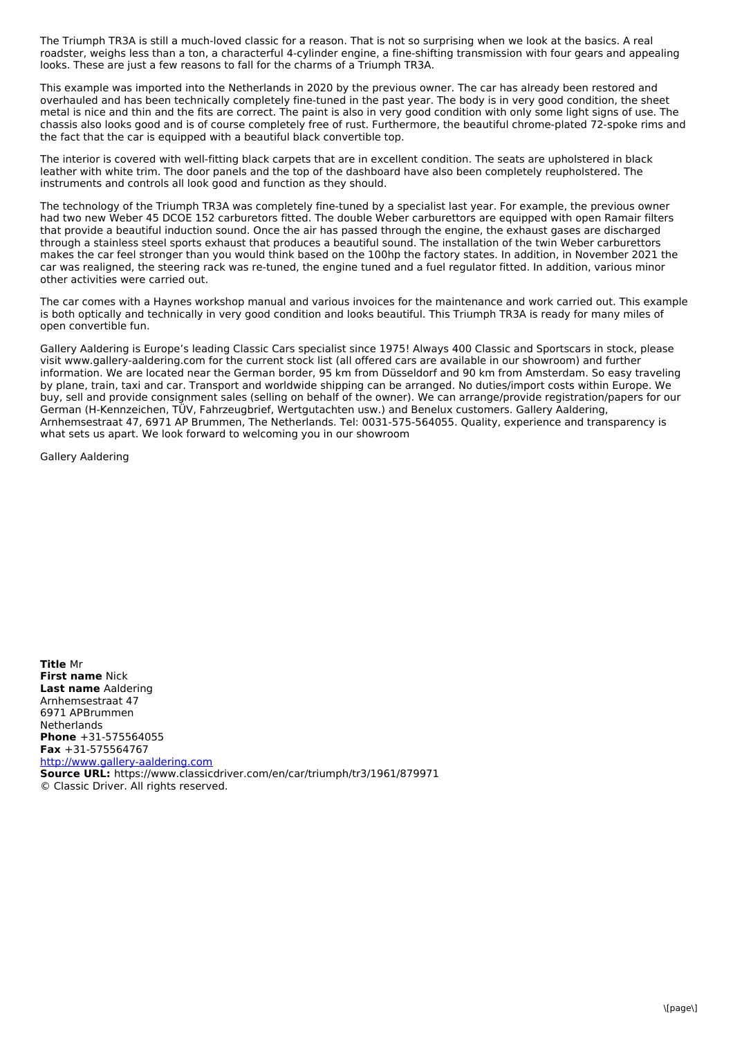The Triumph TR3A is still a much-loved classic for a reason. That is not so surprising when we look at the basics. A real roadster, weighs less than a ton, a characterful 4-cylinder engine, a fine-shifting transmission with four gears and appealing looks. These are just a few reasons to fall for the charms of a Triumph TR3A.

This example was imported into the Netherlands in 2020 by the previous owner. The car has already been restored and overhauled and has been technically completely fine-tuned in the past year. The body is in very good condition, the sheet metal is nice and thin and the fits are correct. The paint is also in very good condition with only some light signs of use. The chassis also looks good and is of course completely free of rust. Furthermore, the beautiful chrome-plated 72-spoke rims and the fact that the car is equipped with a beautiful black convertible top.

The interior is covered with well-fitting black carpets that are in excellent condition. The seats are upholstered in black leather with white trim. The door panels and the top of the dashboard have also been completely reupholstered. The instruments and controls all look good and function as they should.

The technology of the Triumph TR3A was completely fine-tuned by a specialist last year. For example, the previous owner had two new Weber 45 DCOE 152 carburetors fitted. The double Weber carburettors are equipped with open Ramair filters that provide a beautiful induction sound. Once the air has passed through the engine, the exhaust gases are discharged through a stainless steel sports exhaust that produces a beautiful sound. The installation of the twin Weber carburettors makes the car feel stronger than you would think based on the 100hp the factory states. In addition, in November 2021 the car was realigned, the steering rack was re-tuned, the engine tuned and a fuel regulator fitted. In addition, various minor other activities were carried out.

The car comes with a Haynes workshop manual and various invoices for the maintenance and work carried out. This example is both optically and technically in very good condition and looks beautiful. This Triumph TR3A is ready for many miles of open convertible fun.

Gallery Aaldering is Europe's leading Classic Cars specialist since 1975! Always 400 Classic and Sportscars in stock, please visit www.gallery-aaldering.com for the current stock list (all offered cars are available in our showroom) and further information. We are located near the German border, 95 km from Düsseldorf and 90 km from Amsterdam. So easy traveling by plane, train, taxi and car. Transport and worldwide shipping can be arranged. No duties/import costs within Europe. We buy, sell and provide consignment sales (selling on behalf of the owner). We can arrange/provide registration/papers for our German (H-Kennzeichen, TÜV, Fahrzeugbrief, Wertgutachten usw.) and Benelux customers. Gallery Aaldering, Arnhemsestraat 47, 6971 AP Brummen, The Netherlands. Tel: 0031-575-564055. Quality, experience and transparency is what sets us apart. We look forward to welcoming you in our showroom

Gallery Aaldering

**Title** Mr
**First name** Nick
**Last name** Aaldering
Arnhemsestraat 47
6971 APBrummen
Netherlands
**Phone** +31-575564055
**Fax** +31-575564767
http://www.gallery-aaldering.com
**Source URL:** https://www.classicdriver.com/en/car/triumph/tr3/1961/879971
© Classic Driver. All rights reserved.